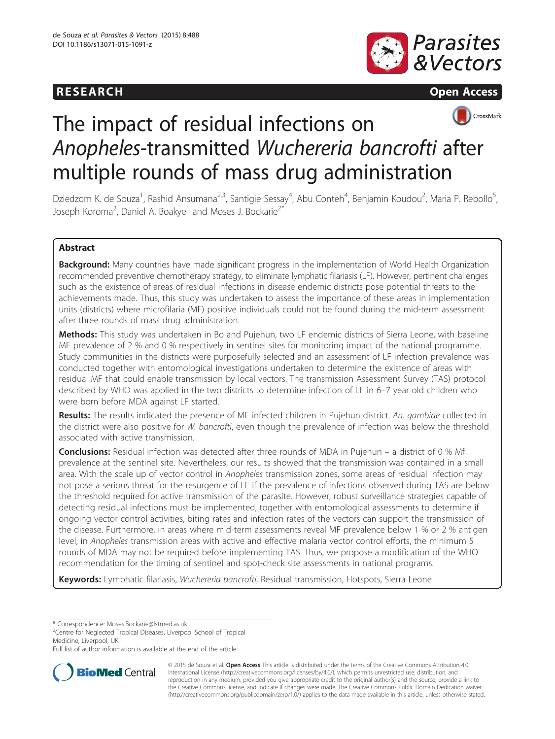# The impact of residual infections on *Anopheles*-transmitted *Wuchereria bancrofti* after multiple rounds of mass drug administration

Dziedzom K. de Souza[1], Rashid Ansumana[2,3], Santigie Sessay[4], Abu Conteh[4], Benjamin Koudou[2], Maria P. Rebollo[5], Joseph Koroma[2], Daniel A. Boakye[1] and Moses J. Bockarie[2*]

## Abstract

**Background:** Many countries have made significant progress in the implementation of World Health Organization recommended preventive chemotherapy strategy, to eliminate lymphatic filariasis (LF). However, pertinent challenges such as the existence of areas of residual infections in disease endemic districts pose potential threats to the achievements made. Thus, this study was undertaken to assess the importance of these areas in implementation units (districts) where microfilaria (MF) positive individuals could not be found during the mid-term assessment after three rounds of mass drug administration.

**Methods:** This study was undertaken in Bo and Pujehun, two LF endemic districts of Sierra Leone, with baseline MF prevalence of 2 % and 0 % respectively in sentinel sites for monitoring impact of the national programme. Study communities in the districts were purposefully selected and an assessment of LF infection prevalence was conducted together with entomological investigations undertaken to determine the existence of areas with residual MF that could enable transmission by local vectors. The transmission Assessment Survey (TAS) protocol described by WHO was applied in the two districts to determine infection of LF in 6–7 year old children who were born before MDA against LF started.

**Results:** The results indicated the presence of MF infected children in Pujehun district. *An. gambiae* collected in the district were also positive for *W. bancrofti*, even though the prevalence of infection was below the threshold associated with active transmission.

**Conclusions:** Residual infection was detected after three rounds of MDA in Pujehun – a district of 0 % Mf prevalence at the sentinel site. Nevertheless, our results showed that the transmission was contained in a small area. With the scale up of vector control in *Anopheles* transmission zones, some areas of residual infection may not pose a serious threat for the resurgence of LF if the prevalence of infections observed during TAS are below the threshold required for active transmission of the parasite. However, robust surveillance strategies capable of detecting residual infections must be implemented, together with entomological assessments to determine if ongoing vector control activities, biting rates and infection rates of the vectors can support the transmission of the disease. Furthermore, in areas where mid-term assessments reveal MF prevalence below 1 % or 2 % antigen level, in *Anopheles* transmission areas with active and effective malaria vector control efforts, the minimum 5 rounds of MDA may not be required before implementing TAS. Thus, we propose a modification of the WHO recommendation for the timing of sentinel and spot-check site assessments in national programs.

**Keywords:** Lymphatic filariasis, *Wuchereria bancrofti*, Residual transmission, Hotspots, Sierra Leone

\* Correspondence: Moses.Bockarie@lstmed.ac.uk
[2]Centre for Neglected Tropical Diseases, Liverpool School of Tropical Medicine, Liverpool, UK
Full list of author information is available at the end of the article

© 2015 de Souza et al. **Open Access** This article is distributed under the terms of the Creative Commons Attribution 4.0 International License (http://creativecommons.org/licenses/by/4.0/), which permits unrestricted use, distribution, and reproduction in any medium, provided you give appropriate credit to the original author(s) and the source, provide a link to the Creative Commons license, and indicate if changes were made. The Creative Commons Public Domain Dedication waiver (http://creativecommons.org/publicdomain/zero/1.0/) applies to the data made available in this article, unless otherwise stated.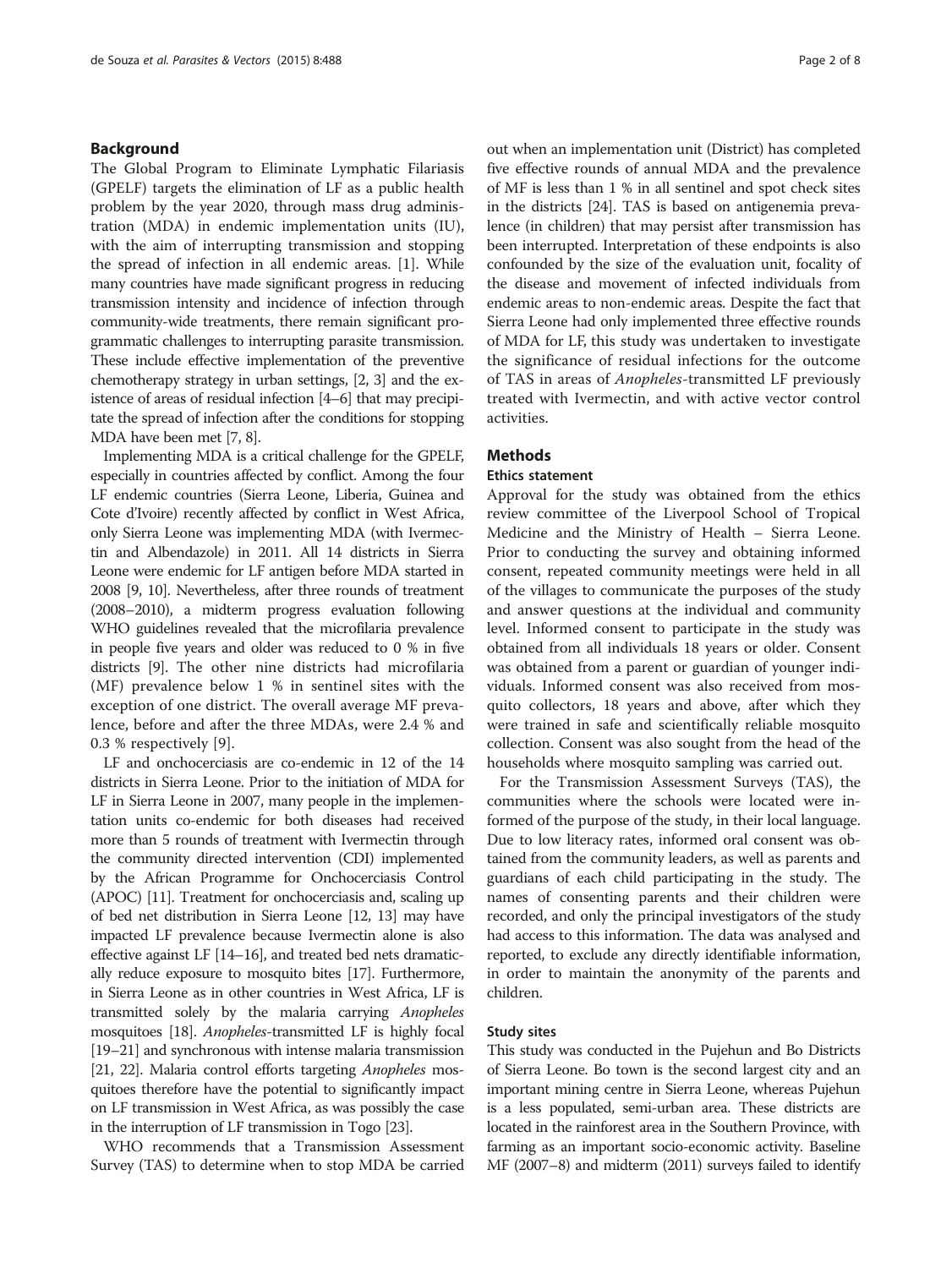## Background

The Global Program to Eliminate Lymphatic Filariasis (GPELF) targets the elimination of LF as a public health problem by the year 2020, through mass drug administration (MDA) in endemic implementation units (IU), with the aim of interrupting transmission and stopping the spread of infection in all endemic areas. [1]. While many countries have made significant progress in reducing transmission intensity and incidence of infection through community-wide treatments, there remain significant programmatic challenges to interrupting parasite transmission. These include effective implementation of the preventive chemotherapy strategy in urban settings, [2, 3] and the existence of areas of residual infection [4–6] that may precipitate the spread of infection after the conditions for stopping MDA have been met [7, 8].

Implementing MDA is a critical challenge for the GPELF, especially in countries affected by conflict. Among the four LF endemic countries (Sierra Leone, Liberia, Guinea and Cote d'Ivoire) recently affected by conflict in West Africa, only Sierra Leone was implementing MDA (with Ivermectin and Albendazole) in 2011. All 14 districts in Sierra Leone were endemic for LF antigen before MDA started in 2008 [9, 10]. Nevertheless, after three rounds of treatment (2008–2010), a midterm progress evaluation following WHO guidelines revealed that the microfilaria prevalence in people five years and older was reduced to 0 % in five districts [9]. The other nine districts had microfilaria (MF) prevalence below 1 % in sentinel sites with the exception of one district. The overall average MF prevalence, before and after the three MDAs, were 2.4 % and 0.3 % respectively [9].

LF and onchocerciasis are co-endemic in 12 of the 14 districts in Sierra Leone. Prior to the initiation of MDA for LF in Sierra Leone in 2007, many people in the implementation units co-endemic for both diseases had received more than 5 rounds of treatment with Ivermectin through the community directed intervention (CDI) implemented by the African Programme for Onchocerciasis Control (APOC) [11]. Treatment for onchocerciasis and, scaling up of bed net distribution in Sierra Leone [12, 13] may have impacted LF prevalence because Ivermectin alone is also effective against LF [14–16], and treated bed nets dramatically reduce exposure to mosquito bites [17]. Furthermore, in Sierra Leone as in other countries in West Africa, LF is transmitted solely by the malaria carrying *Anopheles* mosquitoes [18]. *Anopheles*-transmitted LF is highly focal [19–21] and synchronous with intense malaria transmission [21, 22]. Malaria control efforts targeting *Anopheles* mosquitoes therefore have the potential to significantly impact on LF transmission in West Africa, as was possibly the case in the interruption of LF transmission in Togo [23].

WHO recommends that a Transmission Assessment Survey (TAS) to determine when to stop MDA be carried out when an implementation unit (District) has completed five effective rounds of annual MDA and the prevalence of MF is less than 1 % in all sentinel and spot check sites in the districts [24]. TAS is based on antigenemia prevalence (in children) that may persist after transmission has been interrupted. Interpretation of these endpoints is also confounded by the size of the evaluation unit, focality of the disease and movement of infected individuals from endemic areas to non-endemic areas. Despite the fact that Sierra Leone had only implemented three effective rounds of MDA for LF, this study was undertaken to investigate the significance of residual infections for the outcome of TAS in areas of *Anopheles*-transmitted LF previously treated with Ivermectin, and with active vector control activities.

## Methods

### Ethics statement

Approval for the study was obtained from the ethics review committee of the Liverpool School of Tropical Medicine and the Ministry of Health – Sierra Leone. Prior to conducting the survey and obtaining informed consent, repeated community meetings were held in all of the villages to communicate the purposes of the study and answer questions at the individual and community level. Informed consent to participate in the study was obtained from all individuals 18 years or older. Consent was obtained from a parent or guardian of younger individuals. Informed consent was also received from mosquito collectors, 18 years and above, after which they were trained in safe and scientifically reliable mosquito collection. Consent was also sought from the head of the households where mosquito sampling was carried out.

For the Transmission Assessment Surveys (TAS), the communities where the schools were located were informed of the purpose of the study, in their local language. Due to low literacy rates, informed oral consent was obtained from the community leaders, as well as parents and guardians of each child participating in the study. The names of consenting parents and their children were recorded, and only the principal investigators of the study had access to this information. The data was analysed and reported, to exclude any directly identifiable information, in order to maintain the anonymity of the parents and children.

### Study sites

This study was conducted in the Pujehun and Bo Districts of Sierra Leone. Bo town is the second largest city and an important mining centre in Sierra Leone, whereas Pujehun is a less populated, semi-urban area. These districts are located in the rainforest area in the Southern Province, with farming as an important socio-economic activity. Baseline MF (2007–8) and midterm (2011) surveys failed to identify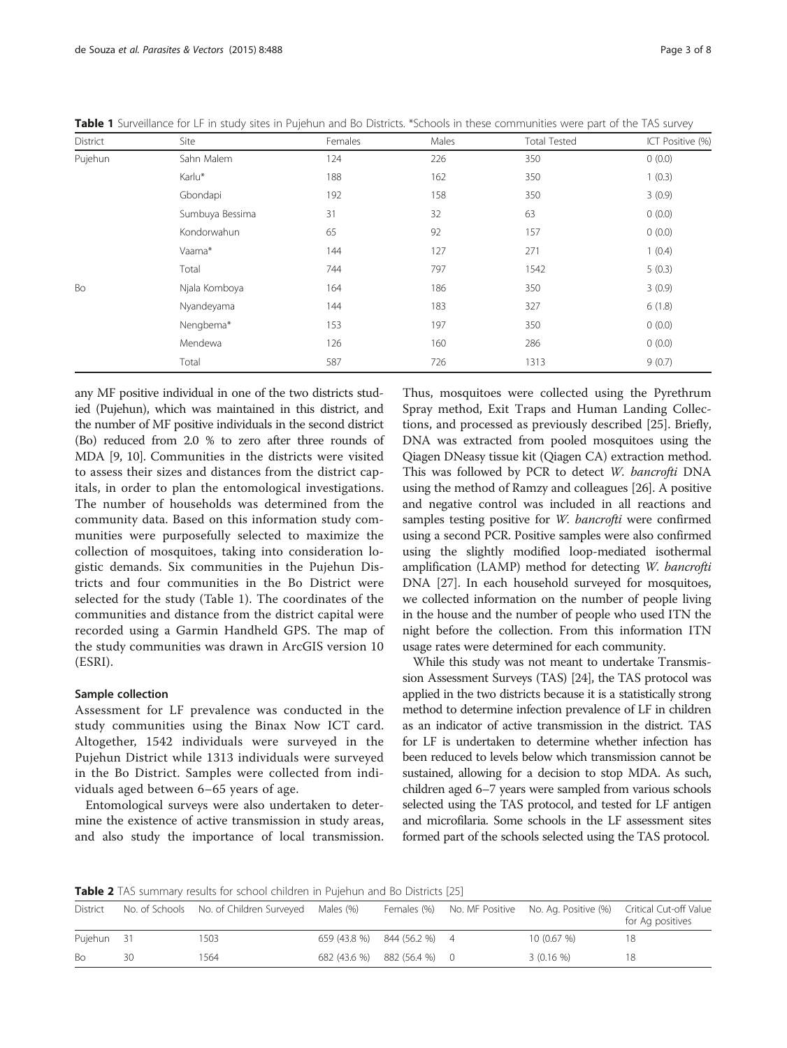**Table 1** Surveillance for LF in study sites in Pujehun and Bo Districts. *Schools in these communities were part of the TAS survey

| District | Site | Females | Males | Total Tested | ICT Positive (%) |
|---|---|---|---|---|---|
| Pujehun | Sahn Malem | 124 | 226 | 350 | 0 (0.0) |
| | Karlu* | 188 | 162 | 350 | 1 (0.3) |
| | Gbondapi | 192 | 158 | 350 | 3 (0.9) |
| | Sumbuya Bessima | 31 | 32 | 63 | 0 (0.0) |
| | Kondorwahun | 65 | 92 | 157 | 0 (0.0) |
| | Vaama* | 144 | 127 | 271 | 1 (0.4) |
| | Total | 744 | 797 | 1542 | 5 (0.3) |
| Bo | Njala Komboya | 164 | 186 | 350 | 3 (0.9) |
| | Nyandeyama | 144 | 183 | 327 | 6 (1.8) |
| | Nengbema* | 153 | 197 | 350 | 0 (0.0) |
| | Mendewa | 126 | 160 | 286 | 0 (0.0) |
| | Total | 587 | 726 | 1313 | 9 (0.7) |

any MF positive individual in one of the two districts studied (Pujehun), which was maintained in this district, and the number of MF positive individuals in the second district (Bo) reduced from 2.0 % to zero after three rounds of MDA [9, 10]. Communities in the districts were visited to assess their sizes and distances from the district capitals, in order to plan the entomological investigations. The number of households was determined from the community data. Based on this information study communities were purposefully selected to maximize the collection of mosquitoes, taking into consideration logistic demands. Six communities in the Pujehun Districts and four communities in the Bo District were selected for the study (Table 1). The coordinates of the communities and distance from the district capital were recorded using a Garmin Handheld GPS. The map of the study communities was drawn in ArcGIS version 10 (ESRI).

#### Sample collection

Assessment for LF prevalence was conducted in the study communities using the Binax Now ICT card. Altogether, 1542 individuals were surveyed in the Pujehun District while 1313 individuals were surveyed in the Bo District. Samples were collected from individuals aged between 6–65 years of age.

Entomological surveys were also undertaken to determine the existence of active transmission in study areas, and also study the importance of local transmission. Thus, mosquitoes were collected using the Pyrethrum Spray method, Exit Traps and Human Landing Collections, and processed as previously described [25]. Briefly, DNA was extracted from pooled mosquitoes using the Qiagen DNeasy tissue kit (Qiagen CA) extraction method. This was followed by PCR to detect *W. bancrofti* DNA using the method of Ramzy and colleagues [26]. A positive and negative control was included in all reactions and samples testing positive for *W. bancrofti* were confirmed using a second PCR. Positive samples were also confirmed using the slightly modified loop-mediated isothermal amplification (LAMP) method for detecting *W. bancrofti* DNA [27]. In each household surveyed for mosquitoes, we collected information on the number of people living in the house and the number of people who used ITN the night before the collection. From this information ITN usage rates were determined for each community.

While this study was not meant to undertake Transmission Assessment Surveys (TAS) [24], the TAS protocol was applied in the two districts because it is a statistically strong method to determine infection prevalence of LF in children as an indicator of active transmission in the district. TAS for LF is undertaken to determine whether infection has been reduced to levels below which transmission cannot be sustained, allowing for a decision to stop MDA. As such, children aged 6–7 years were sampled from various schools selected using the TAS protocol, and tested for LF antigen and microfilaria. Some schools in the LF assessment sites formed part of the schools selected using the TAS protocol.

**Table 2** TAS summary results for school children in Pujehun and Bo Districts [25]

| District | No. of Schools | No. of Children Surveyed | Males (%) | Females (%) | No. MF Positive | No. Ag. Positive (%) | Critical Cut-off Value for Ag positives |
|---|---|---|---|---|---|---|---|
| Pujehun | 31 | 1503 | 659 (43.8 %) | 844 (56.2 %) | 4 | 10 (0.67 %) | 18 |
| Bo | 30 | 1564 | 682 (43.6 %) | 882 (56.4 %) | 0 | 3 (0.16 %) | 18 |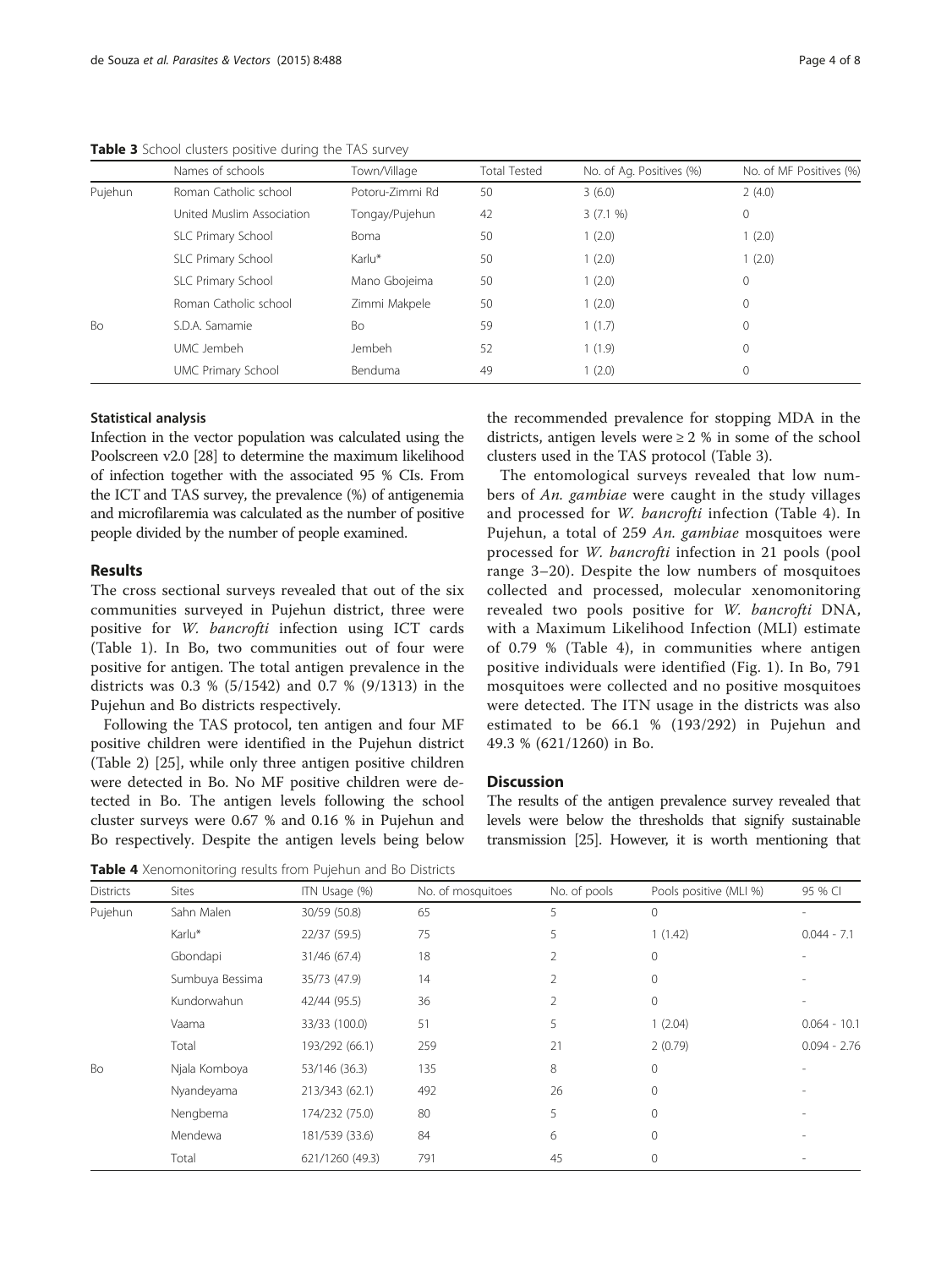**Table 3** School clusters positive during the TAS survey

| | Names of schools | Town/Village | Total Tested | No. of Ag. Positives (%) | No. of MF Positives (%) |
|---|---|---|---|---|---|
| Pujehun | Roman Catholic school | Potoru-Zimmi Rd | 50 | 3 (6.0) | 2 (4.0) |
| | United Muslim Association | Tongay/Pujehun | 42 | 3 (7.1 %) | 0 |
| | SLC Primary School | Boma | 50 | 1 (2.0) | 1 (2.0) |
| | SLC Primary School | Karlu* | 50 | 1 (2.0) | 1 (2.0) |
| | SLC Primary School | Mano Gbojeima | 50 | 1 (2.0) | 0 |
| | Roman Catholic school | Zimmi Makpele | 50 | 1 (2.0) | 0 |
| Bo | S.D.A. Samamie | Bo | 59 | 1 (1.7) | 0 |
| | UMC Jembeh | Jembeh | 52 | 1 (1.9) | 0 |
| | UMC Primary School | Benduma | 49 | 1 (2.0) | 0 |

### Statistical analysis

Infection in the vector population was calculated using the Poolscreen v2.0 [28] to determine the maximum likelihood of infection together with the associated 95 % CIs. From the ICT and TAS survey, the prevalence (%) of antigenemia and microfilaremia was calculated as the number of positive people divided by the number of people examined.

## Results

The cross sectional surveys revealed that out of the six communities surveyed in Pujehun district, three were positive for *W. bancrofti* infection using ICT cards (Table 1). In Bo, two communities out of four were positive for antigen. The total antigen prevalence in the districts was 0.3 % (5/1542) and 0.7 % (9/1313) in the Pujehun and Bo districts respectively.

Following the TAS protocol, ten antigen and four MF positive children were identified in the Pujehun district (Table 2) [25], while only three antigen positive children were detected in Bo. No MF positive children were detected in Bo. The antigen levels following the school cluster surveys were 0.67 % and 0.16 % in Pujehun and Bo respectively. Despite the antigen levels being below the recommended prevalence for stopping MDA in the districts, antigen levels were ≥ 2 % in some of the school clusters used in the TAS protocol (Table 3).

The entomological surveys revealed that low numbers of *An. gambiae* were caught in the study villages and processed for *W. bancrofti* infection (Table 4). In Pujehun, a total of 259 *An. gambiae* mosquitoes were processed for *W. bancrofti* infection in 21 pools (pool range 3–20). Despite the low numbers of mosquitoes collected and processed, molecular xenomonitoring revealed two pools positive for *W. bancrofti* DNA, with a Maximum Likelihood Infection (MLI) estimate of 0.79 % (Table 4), in communities where antigen positive individuals were identified (Fig. 1). In Bo, 791 mosquitoes were collected and no positive mosquitoes were detected. The ITN usage in the districts was also estimated to be 66.1 % (193/292) in Pujehun and 49.3 % (621/1260) in Bo.

## Discussion

The results of the antigen prevalence survey revealed that levels were below the thresholds that signify sustainable transmission [25]. However, it is worth mentioning that

**Table 4** Xenomonitoring results from Pujehun and Bo Districts

| Districts | Sites | ITN Usage (%) | No. of mosquitoes | No. of pools | Pools positive (MLI %) | 95 % CI |
|---|---|---|---|---|---|---|
| Pujehun | Sahn Malen | 30/59 (50.8) | 65 | 5 | 0 | - |
| | Karlu* | 22/37 (59.5) | 75 | 5 | 1 (1.42) | 0.044 - 7.1 |
| | Gbondapi | 31/46 (67.4) | 18 | 2 | 0 | - |
| | Sumbuya Bessima | 35/73 (47.9) | 14 | 2 | 0 | - |
| | Kundorwahun | 42/44 (95.5) | 36 | 2 | 0 | - |
| | Vaama | 33/33 (100.0) | 51 | 5 | 1 (2.04) | 0.064 - 10.1 |
| | Total | 193/292 (66.1) | 259 | 21 | 2 (0.79) | 0.094 - 2.76 |
| Bo | Njala Komboya | 53/146 (36.3) | 135 | 8 | 0 | - |
| | Nyandeyama | 213/343 (62.1) | 492 | 26 | 0 | - |
| | Nengbema | 174/232 (75.0) | 80 | 5 | 0 | - |
| | Mendewa | 181/539 (33.6) | 84 | 6 | 0 | - |
| | Total | 621/1260 (49.3) | 791 | 45 | 0 | - |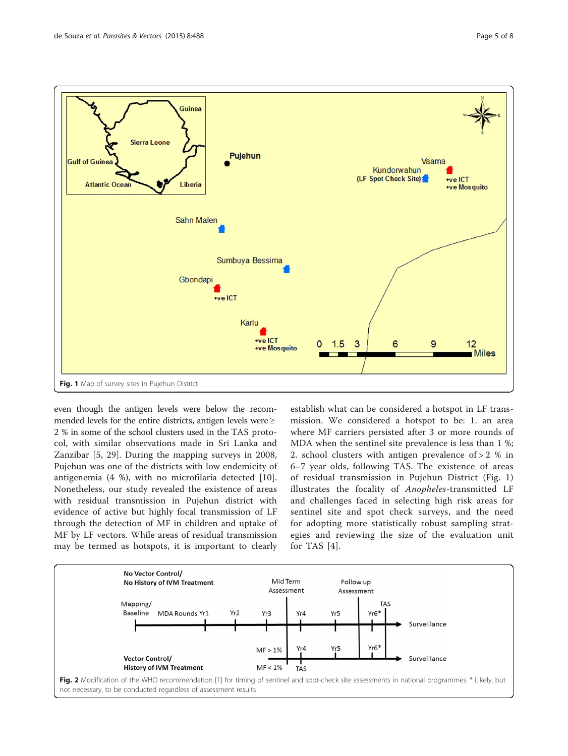Guinea

Sierra Leone

Gulf of Guinea

Atlantic Ocean

Liberia

Pujehun

Vaama

Kundorwahun

(LF Spot Check Site)

+ve ICT

+ve Mosquito

Sahn Malen

Sumbuya Bessima

Gbondapi

+ve ICT

Karlu

+ve ICT

+ve Mosquito

0 1.5 3 6 9 12 Miles

**Fig. 1** Map of survey sites in Pujehun District

even though the antigen levels were below the recommended levels for the entire districts, antigen levels were ≥ 2 % in some of the school clusters used in the TAS protocol, with similar observations made in Sri Lanka and Zanzibar [5, 29]. During the mapping surveys in 2008, Pujehun was one of the districts with low endemicity of antigenemia (4 %), with no microfilaria detected [10]. Nonetheless, our study revealed the existence of areas with residual transmission in Pujehun district with evidence of active but highly focal transmission of LF through the detection of MF in children and uptake of MF by LF vectors. While areas of residual transmission may be termed as hotspots, it is important to clearly establish what can be considered a hotspot in LF transmission. We considered a hotspot to be: 1. an area where MF carriers persisted after 3 or more rounds of MDA when the sentinel site prevalence is less than 1 %; 2. school clusters with antigen prevalence of > 2 % in 6–7 year olds, following TAS. The existence of areas of residual transmission in Pujehun District (Fig. 1) illustrates the focality of *Anopheles*-transmitted LF and challenges faced in selecting high risk areas for sentinel site and spot check surveys, and the need for adopting more statistically robust sampling strategies and reviewing the size of the evaluation unit for TAS [4].

No Vector Control/
No History of IVM Treatment

Mapping/
Baseline

MDA Rounds Yr1

Yr2

Yr3

Mid Term
Assessment

Yr4

Yr5

Follow up
Assessment

Yr6*

TAS

Surveillance

MF > 1%

Yr4

Yr5

Yr6*

Surveillance

Vector Control/
History of IVM Treatment

MF < 1%

TAS

**Fig. 2** Modification of the WHO recommendation [1] for timing of sentinel and spot-check site assessments in national programmes. * Likely, but not necessary, to be conducted regardless of assessment results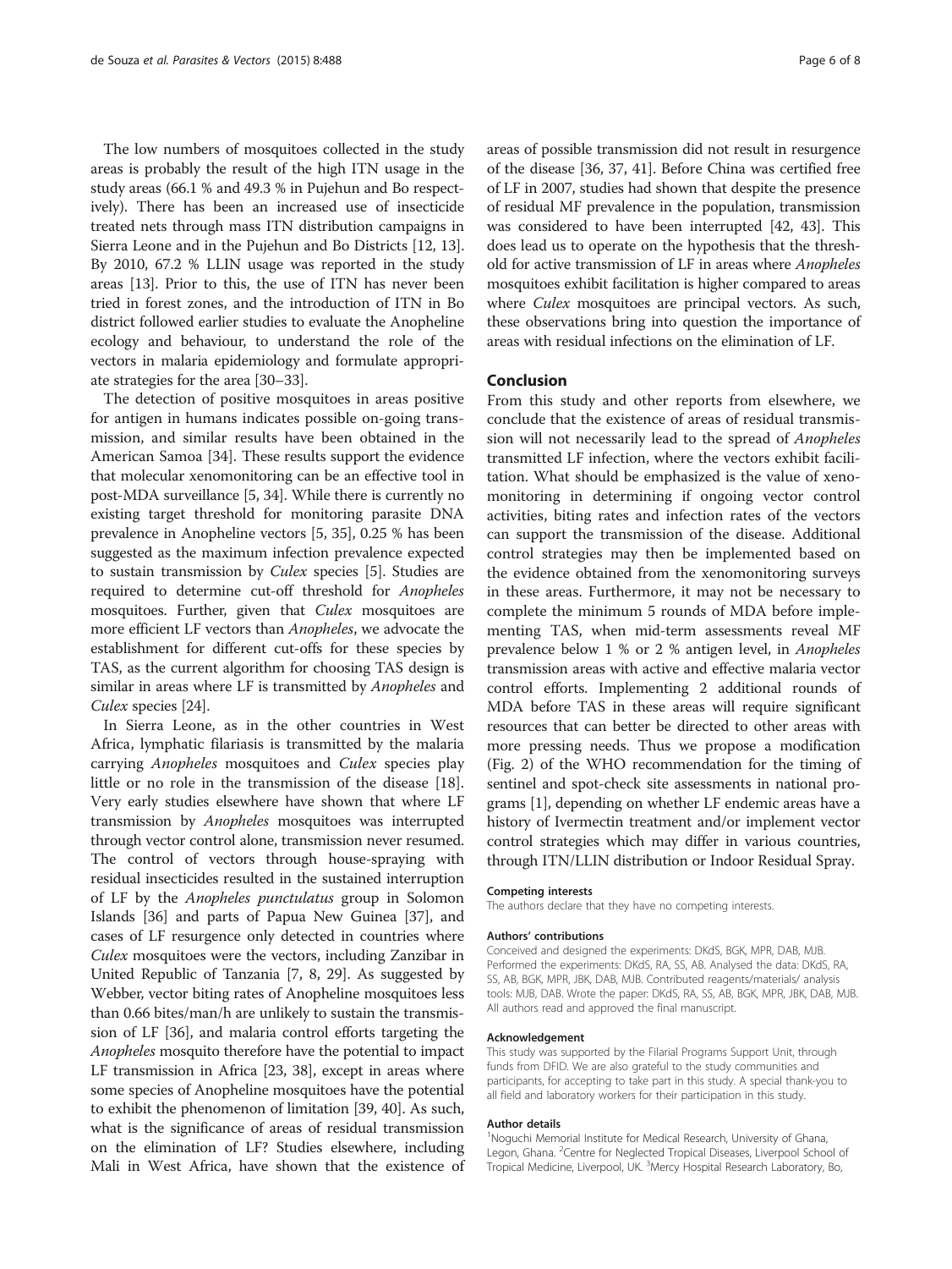The low numbers of mosquitoes collected in the study areas is probably the result of the high ITN usage in the study areas (66.1 % and 49.3 % in Pujehun and Bo respectively). There has been an increased use of insecticide treated nets through mass ITN distribution campaigns in Sierra Leone and in the Pujehun and Bo Districts [12, 13]. By 2010, 67.2 % LLIN usage was reported in the study areas [13]. Prior to this, the use of ITN has never been tried in forest zones, and the introduction of ITN in Bo district followed earlier studies to evaluate the Anopheline ecology and behaviour, to understand the role of the vectors in malaria epidemiology and formulate appropriate strategies for the area [30–33].

The detection of positive mosquitoes in areas positive for antigen in humans indicates possible on-going transmission, and similar results have been obtained in the American Samoa [34]. These results support the evidence that molecular xenomonitoring can be an effective tool in post-MDA surveillance [5, 34]. While there is currently no existing target threshold for monitoring parasite DNA prevalence in Anopheline vectors [5, 35], 0.25 % has been suggested as the maximum infection prevalence expected to sustain transmission by *Culex* species [5]. Studies are required to determine cut-off threshold for *Anopheles* mosquitoes. Further, given that *Culex* mosquitoes are more efficient LF vectors than *Anopheles*, we advocate the establishment for different cut-offs for these species by TAS, as the current algorithm for choosing TAS design is similar in areas where LF is transmitted by *Anopheles* and *Culex* species [24].

In Sierra Leone, as in the other countries in West Africa, lymphatic filariasis is transmitted by the malaria carrying *Anopheles* mosquitoes and *Culex* species play little or no role in the transmission of the disease [18]. Very early studies elsewhere have shown that where LF transmission by *Anopheles* mosquitoes was interrupted through vector control alone, transmission never resumed. The control of vectors through house-spraying with residual insecticides resulted in the sustained interruption of LF by the *Anopheles punctulatus* group in Solomon Islands [36] and parts of Papua New Guinea [37], and cases of LF resurgence only detected in countries where *Culex* mosquitoes were the vectors, including Zanzibar in United Republic of Tanzania [7, 8, 29]. As suggested by Webber, vector biting rates of Anopheline mosquitoes less than 0.66 bites/man/h are unlikely to sustain the transmission of LF [36], and malaria control efforts targeting the *Anopheles* mosquito therefore have the potential to impact LF transmission in Africa [23, 38], except in areas where some species of Anopheline mosquitoes have the potential to exhibit the phenomenon of limitation [39, 40]. As such, what is the significance of areas of residual transmission on the elimination of LF? Studies elsewhere, including Mali in West Africa, have shown that the existence of areas of possible transmission did not result in resurgence of the disease [36, 37, 41]. Before China was certified free of LF in 2007, studies had shown that despite the presence of residual MF prevalence in the population, transmission was considered to have been interrupted [42, 43]. This does lead us to operate on the hypothesis that the threshold for active transmission of LF in areas where *Anopheles* mosquitoes exhibit facilitation is higher compared to areas where *Culex* mosquitoes are principal vectors. As such, these observations bring into question the importance of areas with residual infections on the elimination of LF.

## Conclusion

From this study and other reports from elsewhere, we conclude that the existence of areas of residual transmission will not necessarily lead to the spread of *Anopheles* transmitted LF infection, where the vectors exhibit facilitation. What should be emphasized is the value of xenomonitoring in determining if ongoing vector control activities, biting rates and infection rates of the vectors can support the transmission of the disease. Additional control strategies may then be implemented based on the evidence obtained from the xenomonitoring surveys in these areas. Furthermore, it may not be necessary to complete the minimum 5 rounds of MDA before implementing TAS, when mid-term assessments reveal MF prevalence below 1 % or 2 % antigen level, in *Anopheles* transmission areas with active and effective malaria vector control efforts. Implementing 2 additional rounds of MDA before TAS in these areas will require significant resources that can better be directed to other areas with more pressing needs. Thus we propose a modification (Fig. 2) of the WHO recommendation for the timing of sentinel and spot-check site assessments in national programs [1], depending on whether LF endemic areas have a history of Ivermectin treatment and/or implement vector control strategies which may differ in various countries, through ITN/LLIN distribution or Indoor Residual Spray.

#### Competing interests

The authors declare that they have no competing interests.

#### Authors' contributions

Conceived and designed the experiments: DKdS, BGK, MPR, DAB, MJB. Performed the experiments: DKdS, RA, SS, AB. Analysed the data: DKdS, RA, SS, AB, BGK, MPR, JBK, DAB, MJB. Contributed reagents/materials/ analysis tools: MJB, DAB. Wrote the paper: DKdS, RA, SS, AB, BGK, MPR, JBK, DAB, MJB. All authors read and approved the final manuscript.

#### Acknowledgement

This study was supported by the Filarial Programs Support Unit, through funds from DFID. We are also grateful to the study communities and participants, for accepting to take part in this study. A special thank-you to all field and laboratory workers for their participation in this study.

#### Author details

[1]Noguchi Memorial Institute for Medical Research, University of Ghana, Legon, Ghana. [2]Centre for Neglected Tropical Diseases, Liverpool School of Tropical Medicine, Liverpool, UK. [3]Mercy Hospital Research Laboratory, Bo,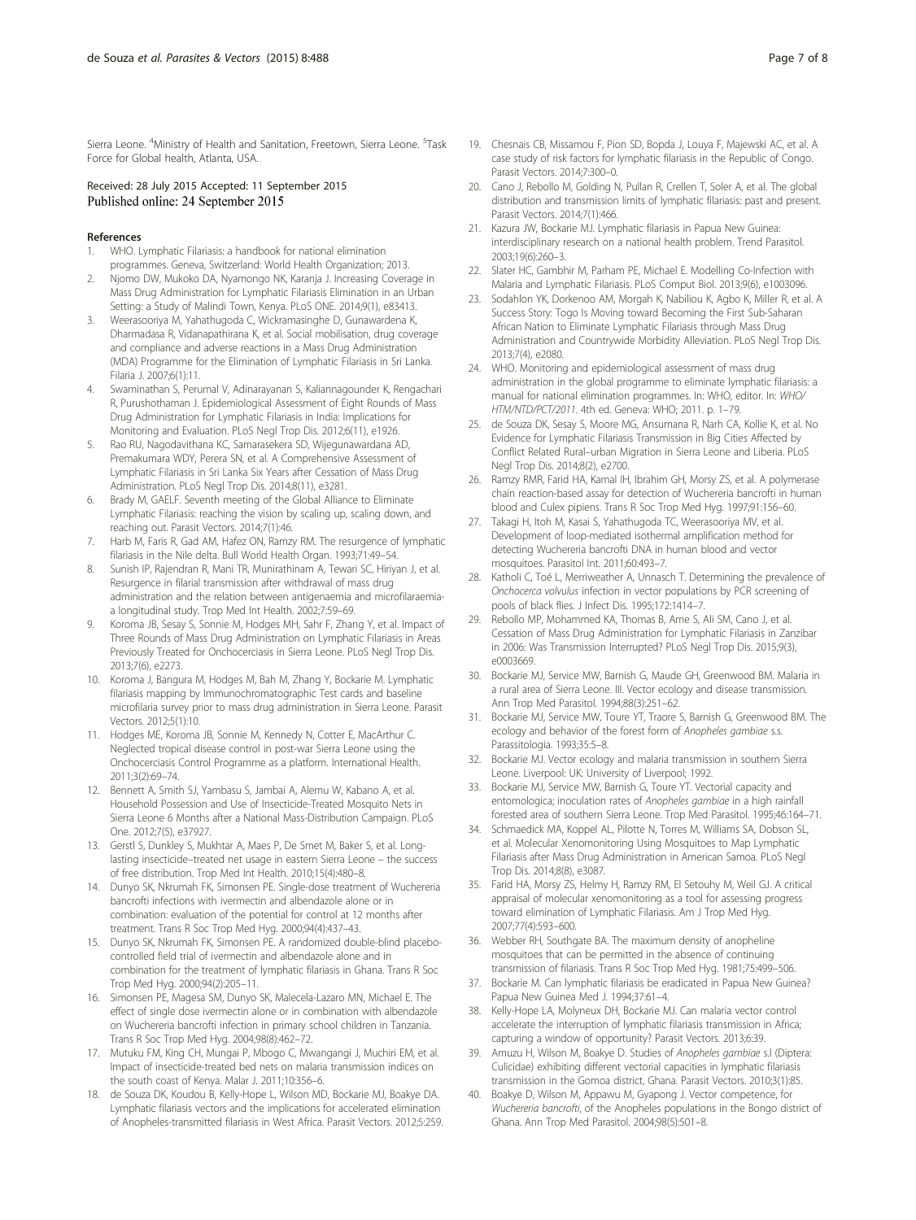Sierra Leone. [4]Ministry of Health and Sanitation, Freetown, Sierra Leone. [5]Task Force for Global health, Atlanta, USA.

Received: 28 July 2015 Accepted: 11 September 2015
Published online: 24 September 2015

## References

1. WHO. Lymphatic Filariasis: a handbook for national elimination programmes. Geneva, Switzerland: World Health Organization; 2013.
2. Njomo DW, Mukoko DA, Nyamongo NK, Karanja J. Increasing Coverage in Mass Drug Administration for Lymphatic Filariasis Elimination in an Urban Setting: a Study of Malindi Town, Kenya. PLoS ONE. 2014;9(1), e83413.
3. Weerasooriya M, Yahathugoda C, Wickramasinghe D, Gunawardena K, Dharmadasa R, Vidanapathirana K, et al. Social mobilisation, drug coverage and compliance and adverse reactions in a Mass Drug Administration (MDA) Programme for the Elimination of Lymphatic Filariasis in Sri Lanka. Filaria J. 2007;6(1):11.
4. Swaminathan S, Perumal V, Adinarayanan S, Kaliannagounder K, Rengachari R, Purushothaman J. Epidemiological Assessment of Eight Rounds of Mass Drug Administration for Lymphatic Filariasis in India: Implications for Monitoring and Evaluation. PLoS Negl Trop Dis. 2012;6(11), e1926.
5. Rao RU, Nagodavithana KC, Samarasekera SD, Wijegunawardana AD, Premakumara WDY, Perera SN, et al. A Comprehensive Assessment of Lymphatic Filariasis in Sri Lanka Six Years after Cessation of Mass Drug Administration. PLoS Negl Trop Dis. 2014;8(11), e3281.
6. Brady M, GAELF. Seventh meeting of the Global Alliance to Eliminate Lymphatic Filariasis: reaching the vision by scaling up, scaling down, and reaching out. Parasit Vectors. 2014;7(1):46.
7. Harb M, Faris R, Gad AM, Hafez ON, Ramzy RM. The resurgence of lymphatic filariasis in the Nile delta. Bull World Health Organ. 1993;71:49–54.
8. Sunish IP, Rajendran R, Mani TR, Munirathinam A, Tewari SC, Hiriyan J, et al. Resurgence in filarial transmission after withdrawal of mass drug administration and the relation between antigenaemia and microfilaraemia- a longitudinal study. Trop Med Int Health. 2002;7:59–69.
9. Koroma JB, Sesay S, Sonnie M, Hodges MH, Sahr F, Zhang Y, et al. Impact of Three Rounds of Mass Drug Administration on Lymphatic Filariasis in Areas Previously Treated for Onchocerciasis in Sierra Leone. PLoS Negl Trop Dis. 2013;7(6), e2273.
10. Koroma J, Bangura M, Hodges M, Bah M, Zhang Y, Bockarie M. Lymphatic filariasis mapping by Immunochromatographic Test cards and baseline microfilaria survey prior to mass drug administration in Sierra Leone. Parasit Vectors. 2012;5(1):10.
11. Hodges ME, Koroma JB, Sonnie M, Kennedy N, Cotter E, MacArthur C. Neglected tropical disease control in post-war Sierra Leone using the Onchocerciasis Control Programme as a platform. International Health. 2011;3(2):69–74.
12. Bennett A, Smith SJ, Yambasu S, Jambai A, Alemu W, Kabano A, et al. Household Possession and Use of Insecticide-Treated Mosquito Nets in Sierra Leone 6 Months after a National Mass-Distribution Campaign. PLoS One. 2012;7(5), e37927.
13. Gerstl S, Dunkley S, Mukhtar A, Maes P, De Smet M, Baker S, et al. Long-lasting insecticide–treated net usage in eastern Sierra Leone – the success of free distribution. Trop Med Int Health. 2010;15(4):480–8.
14. Dunyo SK, Nkrumah FK, Simonsen PE. Single-dose treatment of Wuchereria bancrofti infections with ivermectin and albendazole alone or in combination: evaluation of the potential for control at 12 months after treatment. Trans R Soc Trop Med Hyg. 2000;94(4):437–43.
15. Dunyo SK, Nkrumah FK, Simonsen PE. A randomized double-blind placebo-controlled field trial of ivermectin and albendazole alone and in combination for the treatment of lymphatic filariasis in Ghana. Trans R Soc Trop Med Hyg. 2000;94(2):205–11.
16. Simonsen PE, Magesa SM, Dunyo SK, Malecela-Lazaro MN, Michael E. The effect of single dose ivermectin alone or in combination with albendazole on Wuchereria bancrofti infection in primary school children in Tanzania. Trans R Soc Trop Med Hyg. 2004;98(8):462–72.
17. Mutuku FM, King CH, Mungai P, Mbogo C, Mwangangi J, Muchiri EM, et al. Impact of insecticide-treated bed nets on malaria transmission indices on the south coast of Kenya. Malar J. 2011;10:356–6.
18. de Souza DK, Koudou B, Kelly-Hope LA, Wilson MD, Bockarie MJ, Boakye DA. Lymphatic filariasis vectors and the implications for accelerated elimination of Anopheles-transmitted filariasis in West Africa. Parasit Vectors. 2012;5:259.
19. Chesnais CB, Missamou F, Pion SD, Bopda J, Louya F, Majewski AC, et al. A case study of risk factors for lymphatic filariasis in the Republic of Congo. Parasit Vectors. 2014;7:300–0.
20. Cano J, Rebollo M, Golding N, Pullan R, Crellen T, Soler A, et al. The global distribution and transmission limits of lymphatic filariasis: past and present. Parasit Vectors. 2014;7(1):466.
21. Kazura JW, Bockarie MJ. Lymphatic filariasis in Papua New Guinea: interdisciplinary research on a national health problem. Trend Parasitol. 2003;19(6):260–3.
22. Slater HC, Gambhir M, Parham PE, Michael E. Modelling Co-Infection with Malaria and Lymphatic Filariasis. PLoS Comput Biol. 2013;9(6), e1003096.
23. Sodahlon YK, Dorkenoo AM, Morgah K, Nabiliou K, Agbo K, Miller R, et al. A Success Story: Togo Is Moving toward Becoming the First Sub-Saharan African Nation to Eliminate Lymphatic Filariasis through Mass Drug Administration and Countrywide Morbidity Alleviation. PLoS Negl Trop Dis. 2013;7(4), e2080.
24. WHO. Monitoring and epidemiological assessment of mass drug administration in the global programme to eliminate lymphatic filariasis: a manual for national elimination programmes. In: WHO, editor. In: *WHO/HTM/NTD/PCT/2011*. 4th ed. Geneva: WHO; 2011. p. 1–79.
25. de Souza DK, Sesay S, Moore MG, Ansumana R, Narh CA, Kollie K, et al. No Evidence for Lymphatic Filariasis Transmission in Big Cities Affected by Conflict Related Rural–urban Migration in Sierra Leone and Liberia. PLoS Negl Trop Dis. 2014;8(2), e2700.
26. Ramzy RMR, Farid HA, Kamal IH, Ibrahim GH, Morsy ZS, et al. A polymerase chain reaction-based assay for detection of Wuchereria bancrofti in human blood and Culex pipiens. Trans R Soc Trop Med Hyg. 1997;91:156–60.
27. Takagi H, Itoh M, Kasai S, Yahathugoda TC, Weerasooriya MV, et al. Development of loop-mediated isothermal amplification method for detecting Wuchereria bancrofti DNA in human blood and vector mosquitoes. Parasitol Int. 2011;60:493–7.
28. Katholi C, Toé L, Merriweather A, Unnasch T. Determining the prevalence of *Onchocerca volvulus* infection in vector populations by PCR screening of pools of black flies. J Infect Dis. 1995;172:1414–7.
29. Rebollo MP, Mohammed KA, Thomas B, Ame S, Ali SM, Cano J, et al. Cessation of Mass Drug Administration for Lymphatic Filariasis in Zanzibar in 2006: Was Transmission Interrupted? PLoS Negl Trop Dis. 2015;9(3), e0003669.
30. Bockarie MJ, Service MW, Barnish G, Maude GH, Greenwood BM. Malaria in a rural area of Sierra Leone. III. Vector ecology and disease transmission. Ann Trop Med Parasitol. 1994;88(3):251–62.
31. Bockarie MJ, Service MW, Toure YT, Traore S, Barnish G, Greenwood BM. The ecology and behavior of the forest form of *Anopheles gambiae* s.s. Parassitologia. 1993;35:5–8.
32. Bockarie MJ. Vector ecology and malaria transmission in southern Sierra Leone. Liverpool: UK: University of Liverpool; 1992.
33. Bockarie MJ, Service MW, Barnish G, Toure YT. Vectorial capacity and entomologica; inoculation rates of *Anopheles gambiae* in a high rainfall forested area of southern Sierra Leone. Trop Med Parasitol. 1995;46:164–71.
34. Schmaedick MA, Koppel AL, Pilotte N, Torres M, Williams SA, Dobson SL, et al. Molecular Xenomonitoring Using Mosquitoes to Map Lymphatic Filariasis after Mass Drug Administration in American Samoa. PLoS Negl Trop Dis. 2014;8(8), e3087.
35. Farid HA, Morsy ZS, Helmy H, Ramzy RM, El Setouhy M, Weil GJ. A critical appraisal of molecular xenomonitoring as a tool for assessing progress toward elimination of Lymphatic Filariasis. Am J Trop Med Hyg. 2007;77(4):593–600.
36. Webber RH, Southgate BA. The maximum density of anopheline mosquitoes that can be permitted in the absence of continuing transmission of filariasis. Trans R Soc Trop Med Hyg. 1981;75:499–506.
37. Bockarie M. Can lymphatic filariasis be eradicated in Papua New Guinea? Papua New Guinea Med J. 1994;37:61–4.
38. Kelly-Hope LA, Molyneux DH, Bockarie MJ. Can malaria vector control accelerate the interruption of lymphatic filariasis transmission in Africa; capturing a window of opportunity? Parasit Vectors. 2013;6:39.
39. Amuzu H, Wilson M, Boakye D. Studies of *Anopheles gambiae* s.l (Diptera: Culicidae) exhibiting different vectorial capacities in lymphatic filariasis transmission in the Gomoa district, Ghana. Parasit Vectors. 2010;3(1):85.
40. Boakye D, Wilson M, Appawu M, Gyapong J. Vector competence, for *Wuchereria bancrofti*, of the Anopheles populations in the Bongo district of Ghana. Ann Trop Med Parasitol. 2004;98(5):501–8.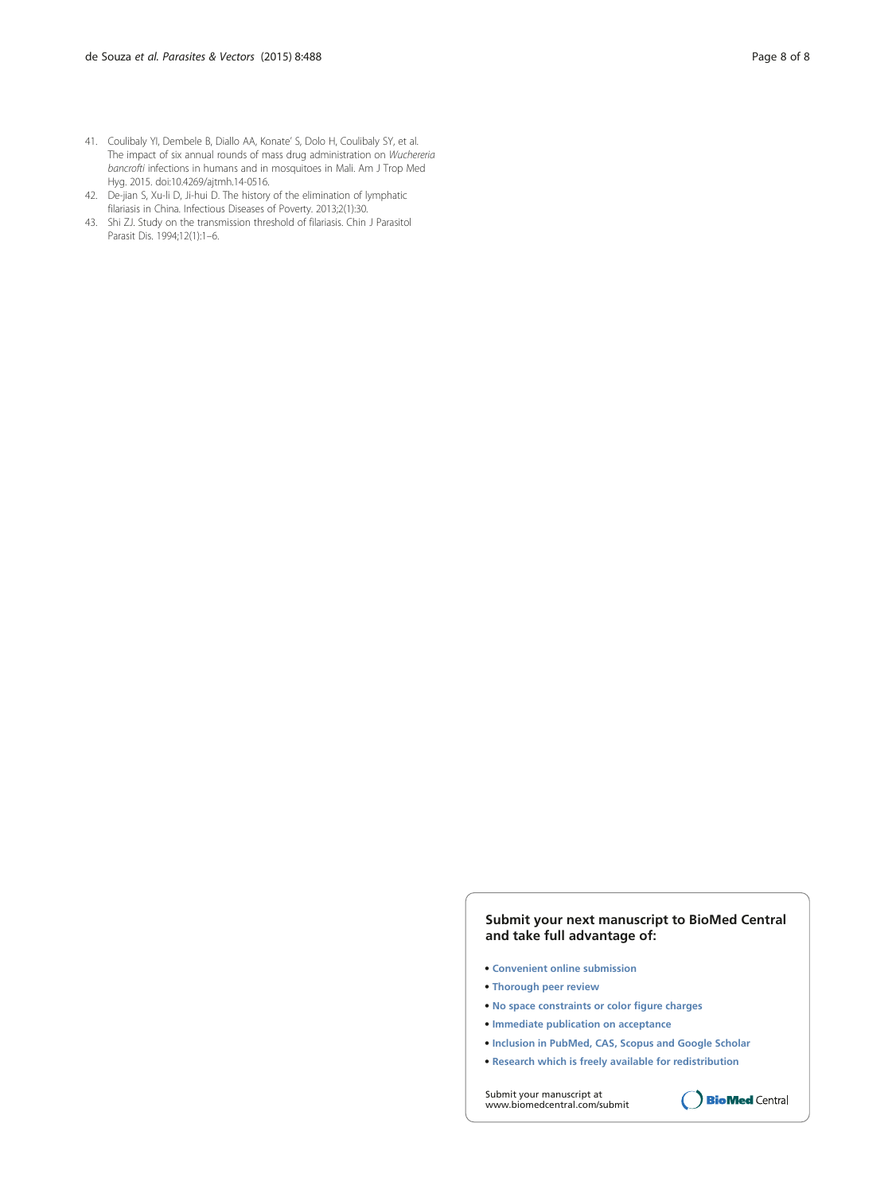41. Coulibaly YI, Dembele B, Diallo AA, Konate' S, Dolo H, Coulibaly SY, et al. The impact of six annual rounds of mass drug administration on *Wuchereria bancrofti* infections in humans and in mosquitoes in Mali. Am J Trop Med Hyg. 2015. doi:10.4269/ajtmh.14-0516.
42. De-jian S, Xu-li D, Ji-hui D. The history of the elimination of lymphatic filariasis in China. Infectious Diseases of Poverty. 2013;2(1):30.
43. Shi ZJ. Study on the transmission threshold of filariasis. Chin J Parasitol Parasit Dis. 1994;12(1):1–6.

**Submit your next manuscript to BioMed Central and take full advantage of:**

- **Convenient online submission**
- **Thorough peer review**
- **No space constraints or color figure charges**
- **Immediate publication on acceptance**
- **Inclusion in PubMed, CAS, Scopus and Google Scholar**
- **Research which is freely available for redistribution**

Submit your manuscript at
www.biomedcentral.com/submit

BioMed Central